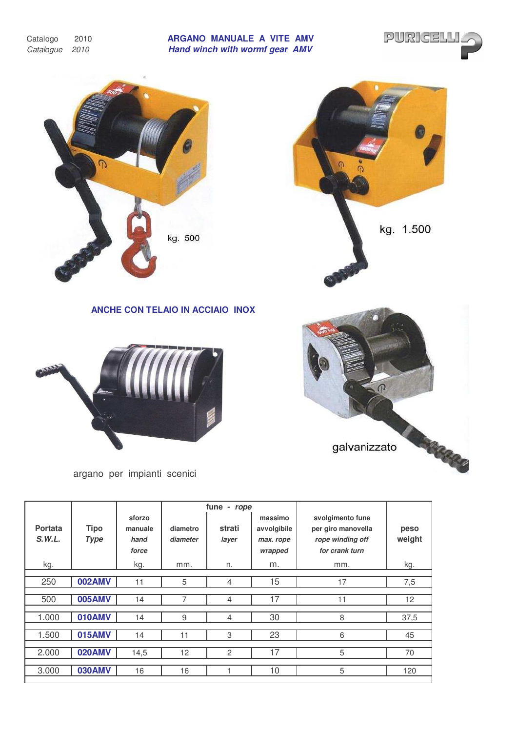Catalogo 2010
*Catalogue 2010*

# ARGANO MANUALE A VITE AMV
## *Hand winch with wormf gear AMV*

kg. 500

kg. 1.500

**ANCHE CON TELAIO IN ACCIAIO INOX**

galvanizzato

argano per impianti scenici

| Portata *S.W.L.* kg. | Tipo *Type* | sforzo manuale *hand force* kg. | fune - *rope* diametro *diameter* mm. | strati *layer* n. | massimo avvolgibile *max. rope wrapped* m. | svolgimento fune per giro manovella *rope winding off for crank turn* mm. | peso *weight* kg. |
|---|---|---|---|---|---|---|---|
| 250 | **002AMV** | 11 | 5 | 4 | 15 | 17 | 7,5 |
| 500 | **005AMV** | 14 | 7 | 4 | 17 | 11 | 12 |
| 1.000 | **010AMV** | 14 | 9 | 4 | 30 | 8 | 37,5 |
| 1.500 | **015AMV** | 14 | 11 | 3 | 23 | 6 | 45 |
| 2.000 | **020AMV** | 14,5 | 12 | 2 | 17 | 5 | 70 |
| 3.000 | **030AMV** | 16 | 16 | 1 | 10 | 5 | 120 |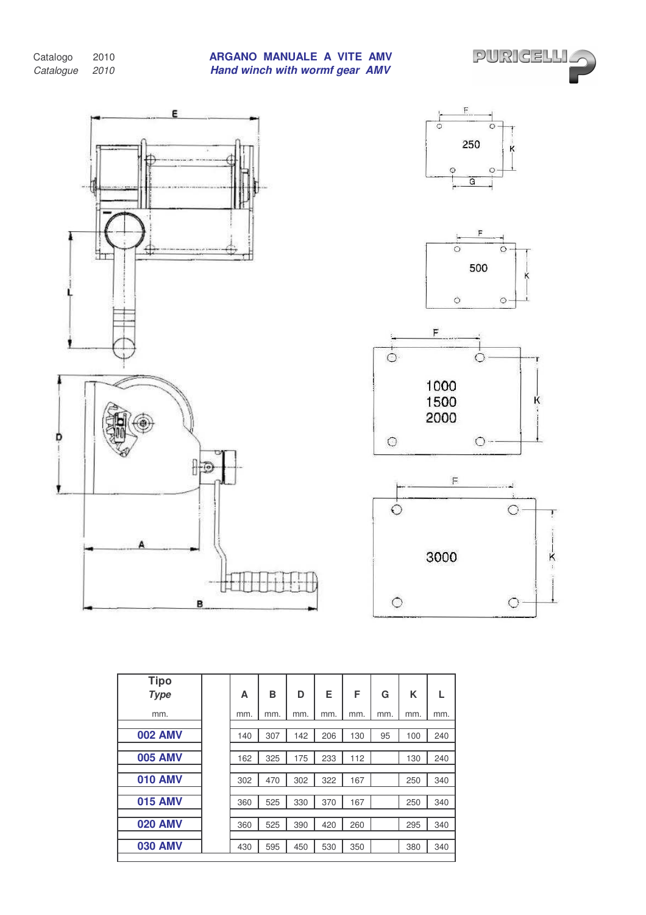Catalogo 2010
*Catalogue 2010*

# ARGANO MANUALE A VITE AMV
## *Hand winch with wormf gear AMV*

E

L

D

A

B

F

250

K

G

F

500

K

F

1000
1500
2000

K

F

3000

K

| Tipo<br>*Type*<br>mm. | | A<br>mm. | B<br>mm. | D<br>mm. | E<br>mm. | F<br>mm. | G<br>mm. | K<br>mm. | L<br>mm. |
|---|---|---|---|---|---|---|---|---|---|
| **002 AMV** | | 140 | 307 | 142 | 206 | 130 | 95 | 100 | 240 |
| **005 AMV** | | 162 | 325 | 175 | 233 | 112 | | 130 | 240 |
| **010 AMV** | | 302 | 470 | 302 | 322 | 167 | | 250 | 340 |
| **015 AMV** | | 360 | 525 | 330 | 370 | 167 | | 250 | 340 |
| **020 AMV** | | 360 | 525 | 390 | 420 | 260 | | 295 | 340 |
| **030 AMV** | | 430 | 595 | 450 | 530 | 350 | | 380 | 340 |